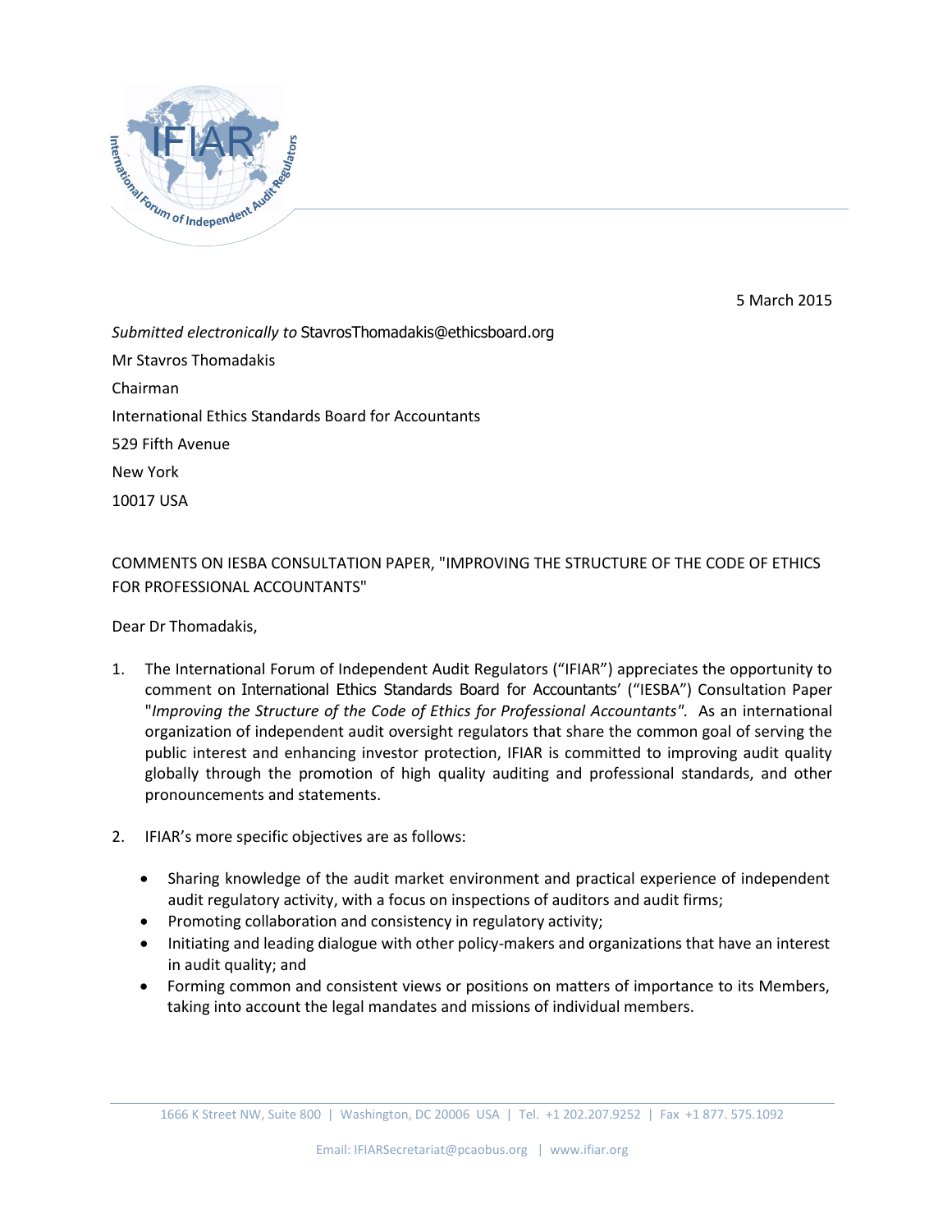5 March 2015

*Submitted electronically to* StavrosThomadakis@ethicsboard.org

Mr Stavros Thomadakis

Chairman

International Ethics Standards Board for Accountants

529 Fifth Avenue

New York

10017 USA

COMMENTS ON IESBA CONSULTATION PAPER, "IMPROVING THE STRUCTURE OF THE CODE OF ETHICS FOR PROFESSIONAL ACCOUNTANTS"

Dear Dr Thomadakis,

1. The International Forum of Independent Audit Regulators ("IFIAR") appreciates the opportunity to comment on International Ethics Standards Board for Accountants' ("IESBA") Consultation Paper "*Improving the Structure of the Code of Ethics for Professional Accountants"*. As an international organization of independent audit oversight regulators that share the common goal of serving the public interest and enhancing investor protection, IFIAR is committed to improving audit quality globally through the promotion of high quality auditing and professional standards, and other pronouncements and statements.

2. IFIAR's more specific objectives are as follows:

   - Sharing knowledge of the audit market environment and practical experience of independent audit regulatory activity, with a focus on inspections of auditors and audit firms;
   - Promoting collaboration and consistency in regulatory activity;
   - Initiating and leading dialogue with other policy-makers and organizations that have an interest in audit quality; and
   - Forming common and consistent views or positions on matters of importance to its Members, taking into account the legal mandates and missions of individual members.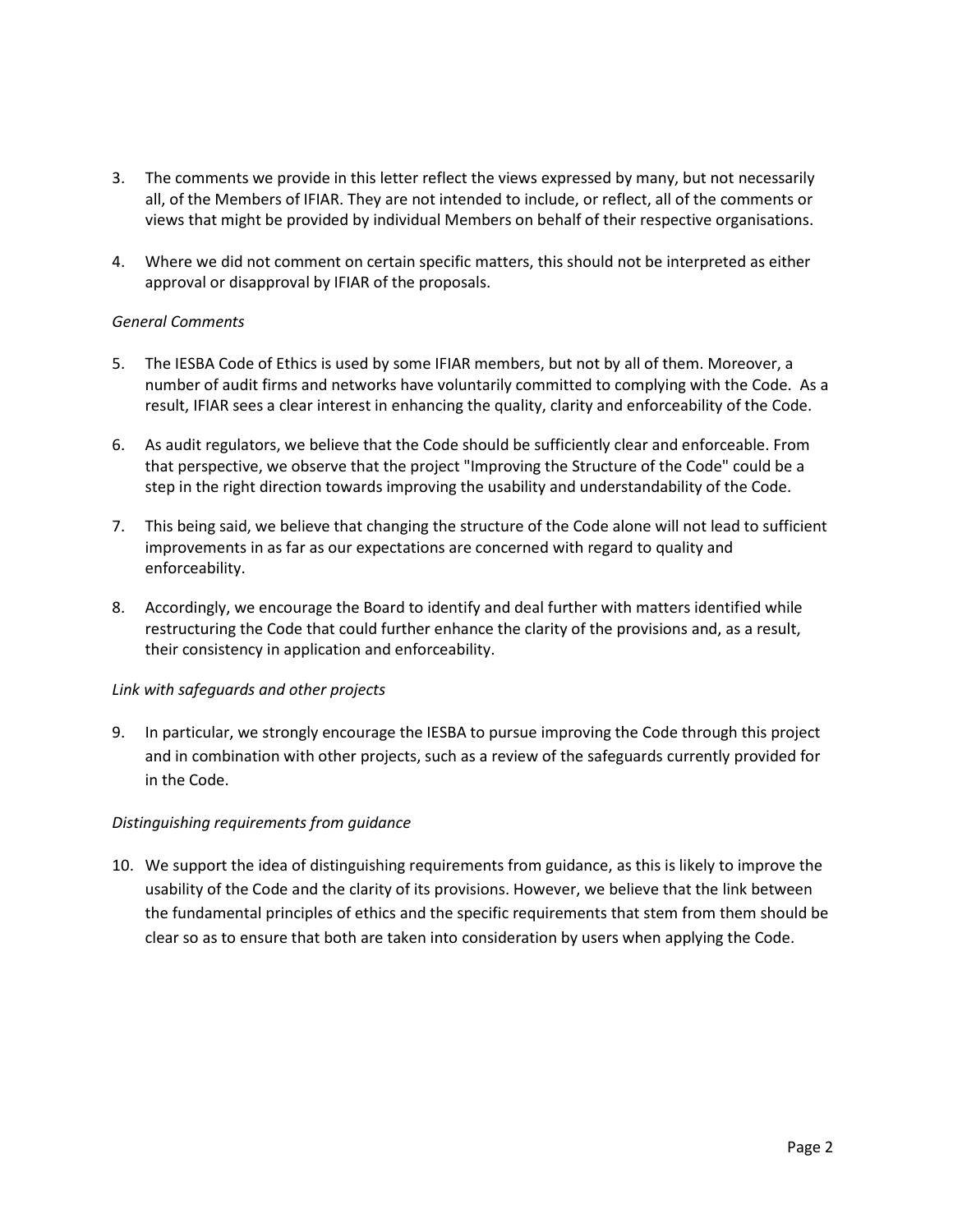3. The comments we provide in this letter reflect the views expressed by many, but not necessarily all, of the Members of IFIAR. They are not intended to include, or reflect, all of the comments or views that might be provided by individual Members on behalf of their respective organisations.

4. Where we did not comment on certain specific matters, this should not be interpreted as either approval or disapproval by IFIAR of the proposals.

*General Comments*

5. The IESBA Code of Ethics is used by some IFIAR members, but not by all of them. Moreover, a number of audit firms and networks have voluntarily committed to complying with the Code. As a result, IFIAR sees a clear interest in enhancing the quality, clarity and enforceability of the Code.

6. As audit regulators, we believe that the Code should be sufficiently clear and enforceable. From that perspective, we observe that the project "Improving the Structure of the Code" could be a step in the right direction towards improving the usability and understandability of the Code.

7. This being said, we believe that changing the structure of the Code alone will not lead to sufficient improvements in as far as our expectations are concerned with regard to quality and enforceability.

8. Accordingly, we encourage the Board to identify and deal further with matters identified while restructuring the Code that could further enhance the clarity of the provisions and, as a result, their consistency in application and enforceability.

*Link with safeguards and other projects*

9. In particular, we strongly encourage the IESBA to pursue improving the Code through this project and in combination with other projects, such as a review of the safeguards currently provided for in the Code.

*Distinguishing requirements from guidance*

10. We support the idea of distinguishing requirements from guidance, as this is likely to improve the usability of the Code and the clarity of its provisions. However, we believe that the link between the fundamental principles of ethics and the specific requirements that stem from them should be clear so as to ensure that both are taken into consideration by users when applying the Code.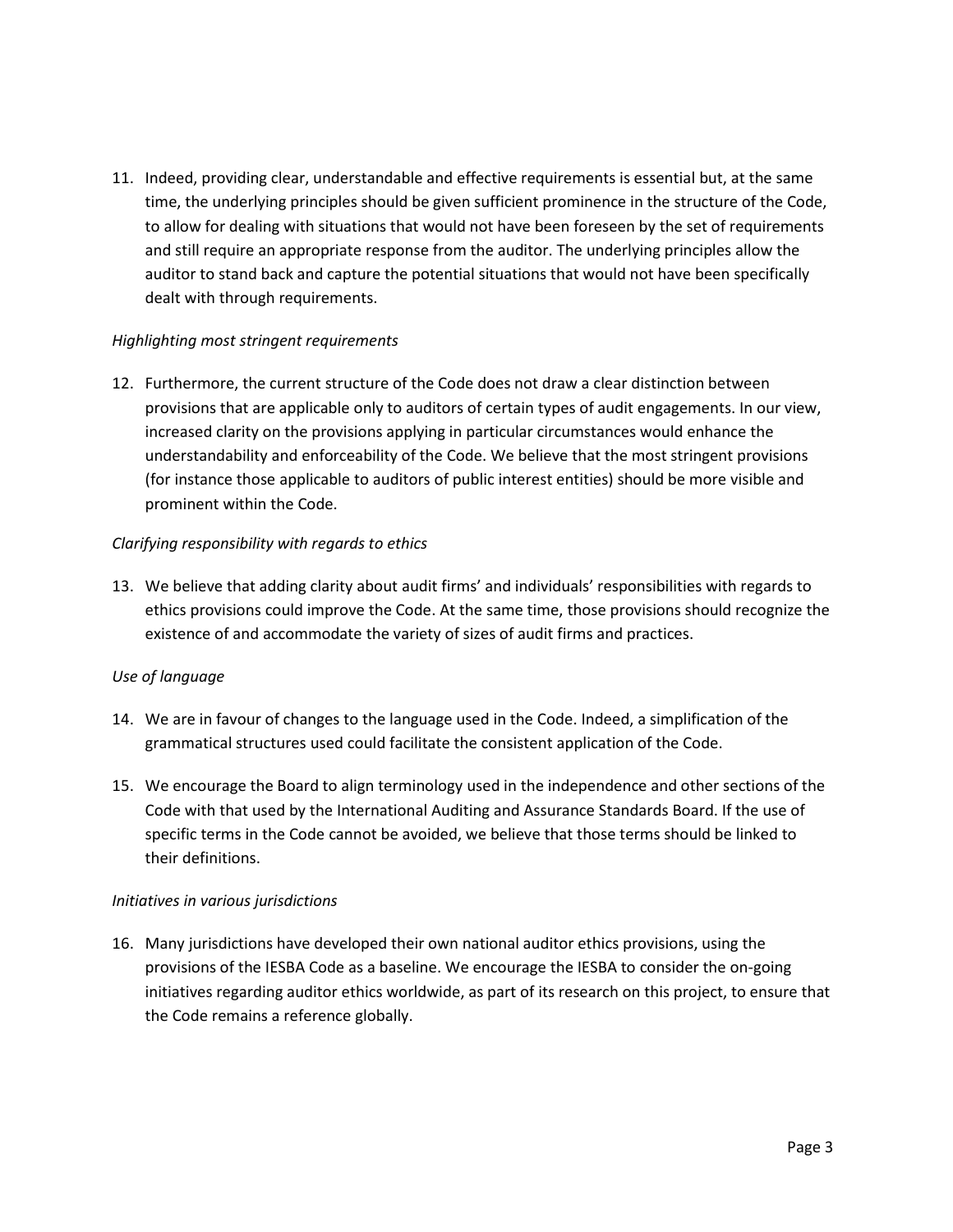11. Indeed, providing clear, understandable and effective requirements is essential but, at the same time, the underlying principles should be given sufficient prominence in the structure of the Code, to allow for dealing with situations that would not have been foreseen by the set of requirements and still require an appropriate response from the auditor. The underlying principles allow the auditor to stand back and capture the potential situations that would not have been specifically dealt with through requirements.

*Highlighting most stringent requirements*

12. Furthermore, the current structure of the Code does not draw a clear distinction between provisions that are applicable only to auditors of certain types of audit engagements. In our view, increased clarity on the provisions applying in particular circumstances would enhance the understandability and enforceability of the Code. We believe that the most stringent provisions (for instance those applicable to auditors of public interest entities) should be more visible and prominent within the Code.

*Clarifying responsibility with regards to ethics*

13. We believe that adding clarity about audit firms' and individuals' responsibilities with regards to ethics provisions could improve the Code. At the same time, those provisions should recognize the existence of and accommodate the variety of sizes of audit firms and practices.

*Use of language*

14. We are in favour of changes to the language used in the Code. Indeed, a simplification of the grammatical structures used could facilitate the consistent application of the Code.

15. We encourage the Board to align terminology used in the independence and other sections of the Code with that used by the International Auditing and Assurance Standards Board. If the use of specific terms in the Code cannot be avoided, we believe that those terms should be linked to their definitions.

*Initiatives in various jurisdictions*

16. Many jurisdictions have developed their own national auditor ethics provisions, using the provisions of the IESBA Code as a baseline. We encourage the IESBA to consider the on-going initiatives regarding auditor ethics worldwide, as part of its research on this project, to ensure that the Code remains a reference globally.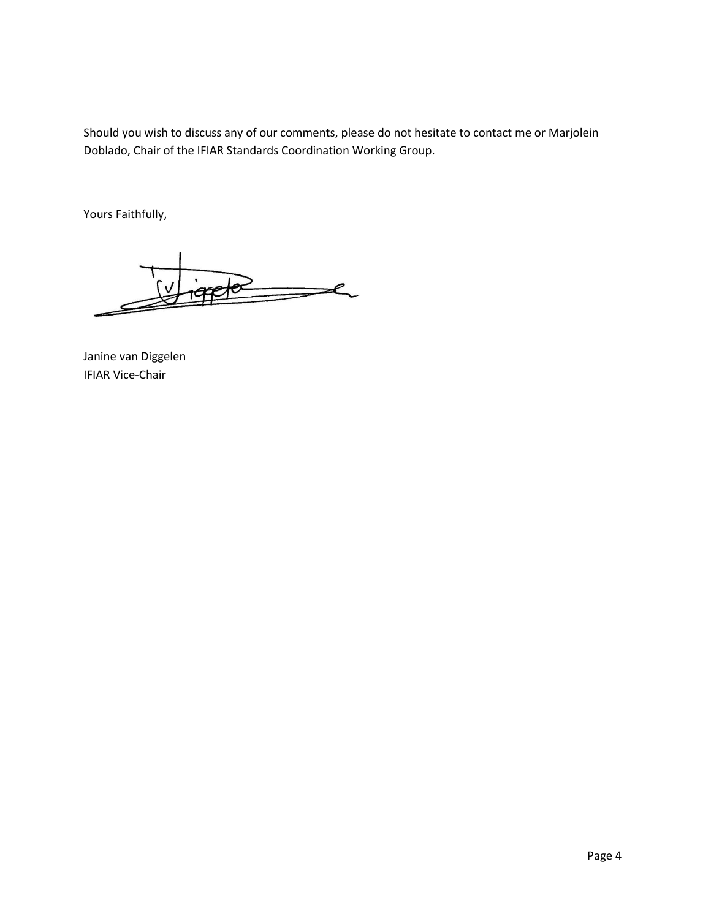Should you wish to discuss any of our comments, please do not hesitate to contact me or Marjolein Doblado, Chair of the IFIAR Standards Coordination Working Group.

Yours Faithfully,

Janine van Diggelen
IFIAR Vice-Chair